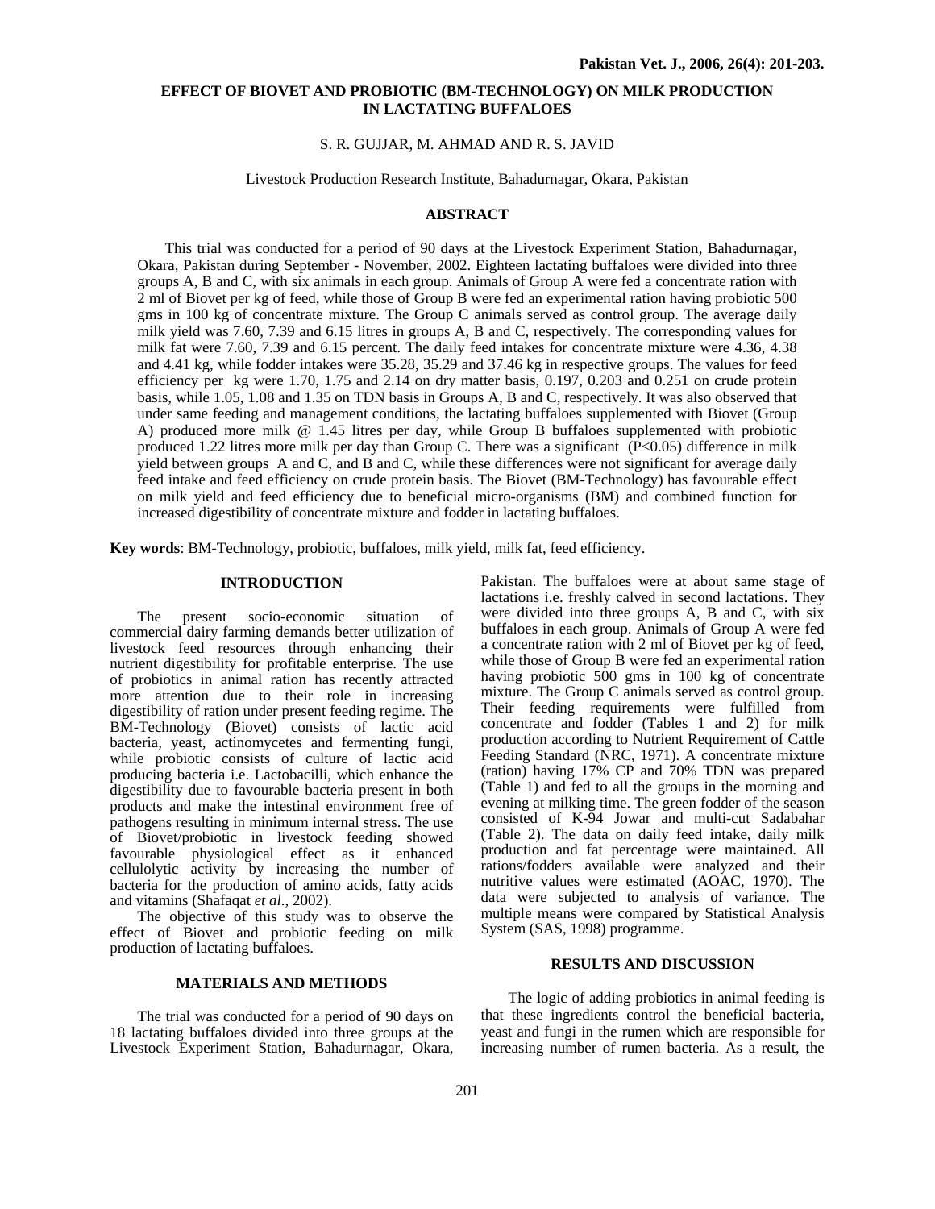# EFFECT OF BIOVET AND PROBIOTIC (BM-TECHNOLOGY) ON MILK PRODUCTION IN LACTATING BUFFALOES

S. R. GUJJAR, M. AHMAD AND R. S. JAVID

Livestock Production Research Institute, Bahadurnagar, Okara, Pakistan

## ABSTRACT

This trial was conducted for a period of 90 days at the Livestock Experiment Station, Bahadurnagar, Okara, Pakistan during September - November, 2002. Eighteen lactating buffaloes were divided into three groups A, B and C, with six animals in each group. Animals of Group A were fed a concentrate ration with 2 ml of Biovet per kg of feed, while those of Group B were fed an experimental ration having probiotic 500 gms in 100 kg of concentrate mixture. The Group C animals served as control group. The average daily milk yield was 7.60, 7.39 and 6.15 litres in groups A, B and C, respectively. The corresponding values for milk fat were 7.60, 7.39 and 6.15 percent. The daily feed intakes for concentrate mixture were 4.36, 4.38 and 4.41 kg, while fodder intakes were 35.28, 35.29 and 37.46 kg in respective groups. The values for feed efficiency per kg were 1.70, 1.75 and 2.14 on dry matter basis, 0.197, 0.203 and 0.251 on crude protein basis, while 1.05, 1.08 and 1.35 on TDN basis in Groups A, B and C, respectively. It was also observed that under same feeding and management conditions, the lactating buffaloes supplemented with Biovet (Group A) produced more milk @ 1.45 litres per day, while Group B buffaloes supplemented with probiotic produced 1.22 litres more milk per day than Group C. There was a significant ($P<0.05$) difference in milk yield between groups A and C, and B and C, while these differences were not significant for average daily feed intake and feed efficiency on crude protein basis. The Biovet (BM-Technology) has favourable effect on milk yield and feed efficiency due to beneficial micro-organisms (BM) and combined function for increased digestibility of concentrate mixture and fodder in lactating buffaloes.

**Key words**: BM-Technology, probiotic, buffaloes, milk yield, milk fat, feed efficiency.

## INTRODUCTION

The present socio-economic situation of commercial dairy farming demands better utilization of livestock feed resources through enhancing their nutrient digestibility for profitable enterprise. The use of probiotics in animal ration has recently attracted more attention due to their role in increasing digestibility of ration under present feeding regime. The BM-Technology (Biovet) consists of lactic acid bacteria, yeast, actinomycetes and fermenting fungi, while probiotic consists of culture of lactic acid producing bacteria i.e. Lactobacilli, which enhance the digestibility due to favourable bacteria present in both products and make the intestinal environment free of pathogens resulting in minimum internal stress. The use of Biovet/probiotic in livestock feeding showed favourable physiological effect as it enhanced cellulolytic activity by increasing the number of bacteria for the production of amino acids, fatty acids and vitamins (Shafaqat *et al*., 2002).

The objective of this study was to observe the effect of Biovet and probiotic feeding on milk production of lactating buffaloes.

## MATERIALS AND METHODS

The trial was conducted for a period of 90 days on 18 lactating buffaloes divided into three groups at the Livestock Experiment Station, Bahadurnagar, Okara, Pakistan. The buffaloes were at about same stage of lactations i.e. freshly calved in second lactations. They were divided into three groups A, B and C, with six buffaloes in each group. Animals of Group A were fed a concentrate ration with 2 ml of Biovet per kg of feed, while those of Group B were fed an experimental ration having probiotic 500 gms in 100 kg of concentrate mixture. The Group C animals served as control group. Their feeding requirements were fulfilled from concentrate and fodder (Tables 1 and 2) for milk production according to Nutrient Requirement of Cattle Feeding Standard (NRC, 1971). A concentrate mixture (ration) having 17% CP and 70% TDN was prepared (Table 1) and fed to all the groups in the morning and evening at milking time. The green fodder of the season consisted of K-94 Jowar and multi-cut Sadabahar (Table 2). The data on daily feed intake, daily milk production and fat percentage were maintained. All rations/fodders available were analyzed and their nutritive values were estimated (AOAC, 1970). The data were subjected to analysis of variance. The multiple means were compared by Statistical Analysis System (SAS, 1998) programme.

## RESULTS AND DISCUSSION

The logic of adding probiotics in animal feeding is that these ingredients control the beneficial bacteria, yeast and fungi in the rumen which are responsible for increasing number of rumen bacteria. As a result, the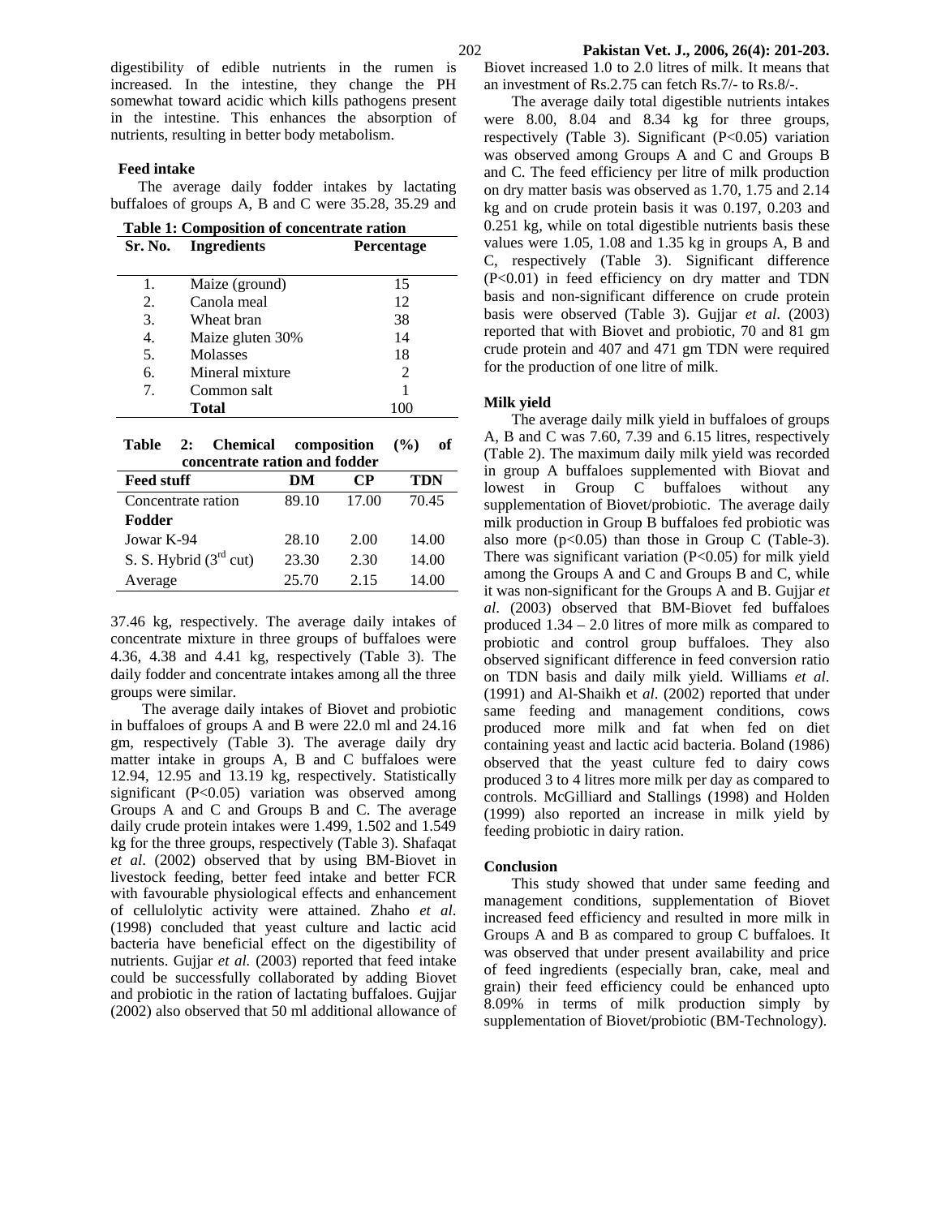digestibility of edible nutrients in the rumen is increased. In the intestine, they change the PH somewhat toward acidic which kills pathogens present in the intestine. This enhances the absorption of nutrients, resulting in better body metabolism.

### Feed intake

The average daily fodder intakes by lactating buffaloes of groups A, B and C were 35.28, 35.29 and 37.46 kg, respectively. The average daily intakes of concentrate mixture in three groups of buffaloes were 4.36, 4.38 and 4.41 kg, respectively (Table 3). The daily fodder and concentrate intakes among all the three groups were similar.

**Table 1: Composition of concentrate ration**

| Sr. No. | Ingredients | Percentage |
|---|---|---|
| 1. | Maize (ground) | 15 |
| 2. | Canola meal | 12 |
| 3. | Wheat bran | 38 |
| 4. | Maize gluten 30% | 14 |
| 5. | Molasses | 18 |
| 6. | Mineral mixture | 2 |
| 7. | Common salt | 1 |
| | **Total** | 100 |

**Table 2: Chemical composition (%) of concentrate ration and fodder**

| Feed stuff | DM | CP | TDN |
|---|---|---|---|
| Concentrate ration | 89.10 | 17.00 | 70.45 |
| **Fodder** | | | |
| Jowar K-94 | 28.10 | 2.00 | 14.00 |
| S. S. Hybrid (3rd cut) | 23.30 | 2.30 | 14.00 |
| Average | 25.70 | 2.15 | 14.00 |

The average daily intakes of Biovet and probiotic in buffaloes of groups A and B were 22.0 ml and 24.16 gm, respectively (Table 3). The average daily dry matter intake in groups A, B and C buffaloes were 12.94, 12.95 and 13.19 kg, respectively. Statistically significant ($P<0.05$) variation was observed among Groups A and C and Groups B and C. The average daily crude protein intakes were 1.499, 1.502 and 1.549 kg for the three groups, respectively (Table 3). Shafaqat *et al*. (2002) observed that by using BM-Biovet in livestock feeding, better feed intake and better FCR with favourable physiological effects and enhancement of cellulolytic activity were attained. Zhaho *et al*. (1998) concluded that yeast culture and lactic acid bacteria have beneficial effect on the digestibility of nutrients. Gujjar *et al.* (2003) reported that feed intake could be successfully collaborated by adding Biovet and probiotic in the ration of lactating buffaloes. Gujjar (2002) also observed that 50 ml additional allowance of Biovet increased 1.0 to 2.0 litres of milk. It means that an investment of Rs.2.75 can fetch Rs.7/- to Rs.8/-.

The average daily total digestible nutrients intakes were 8.00, 8.04 and 8.34 kg for three groups, respectively (Table 3). Significant ($P<0.05$) variation was observed among Groups A and C and Groups B and C. The feed efficiency per litre of milk production on dry matter basis was observed as 1.70, 1.75 and 2.14 kg and on crude protein basis it was 0.197, 0.203 and 0.251 kg, while on total digestible nutrients basis these values were 1.05, 1.08 and 1.35 kg in groups A, B and C, respectively (Table 3). Significant difference ($P<0.01$) in feed efficiency on dry matter and TDN basis and non-significant difference on crude protein basis were observed (Table 3). Gujjar *et al*. (2003) reported that with Biovet and probiotic, 70 and 81 gm crude protein and 407 and 471 gm TDN were required for the production of one litre of milk.

### Milk yield

The average daily milk yield in buffaloes of groups A, B and C was 7.60, 7.39 and 6.15 litres, respectively (Table 2). The maximum daily milk yield was recorded in group A buffaloes supplemented with Biovat and lowest in Group C buffaloes without any supplementation of Biovet/probiotic. The average daily milk production in Group B buffaloes fed probiotic was also more ($p<0.05$) than those in Group C (Table-3). There was significant variation ($P<0.05$) for milk yield among the Groups A and C and Groups B and C, while it was non-significant for the Groups A and B. Gujjar *et al*. (2003) observed that BM-Biovet fed buffaloes produced 1.34 – 2.0 litres of more milk as compared to probiotic and control group buffaloes. They also observed significant difference in feed conversion ratio on TDN basis and daily milk yield. Williams *et al*. (1991) and Al-Shaikh et *al*. (2002) reported that under same feeding and management conditions, cows produced more milk and fat when fed on diet containing yeast and lactic acid bacteria. Boland (1986) observed that the yeast culture fed to dairy cows produced 3 to 4 litres more milk per day as compared to controls. McGilliard and Stallings (1998) and Holden (1999) also reported an increase in milk yield by feeding probiotic in dairy ration.

### Conclusion

This study showed that under same feeding and management conditions, supplementation of Biovet increased feed efficiency and resulted in more milk in Groups A and B as compared to group C buffaloes. It was observed that under present availability and price of feed ingredients (especially bran, cake, meal and grain) their feed efficiency could be enhanced upto 8.09% in terms of milk production simply by supplementation of Biovet/probiotic (BM-Technology).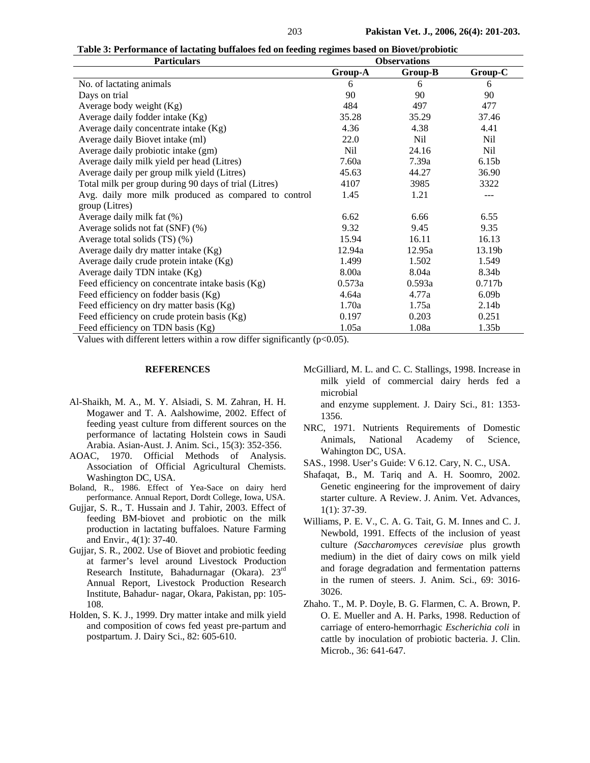**Table 3: Performance of lactating buffaloes fed on feeding regimes based on Biovet/probiotic**

| Particulars | Observations | | |
|---|---|---|---|
| | Group-A | Group-B | Group-C |
| No. of lactating animals | 6 | 6 | 6 |
| Days on trial | 90 | 90 | 90 |
| Average body weight (Kg) | 484 | 497 | 477 |
| Average daily fodder intake (Kg) | 35.28 | 35.29 | 37.46 |
| Average daily concentrate intake (Kg) | 4.36 | 4.38 | 4.41 |
| Average daily Biovet intake (ml) | 22.0 | Nil | Nil |
| Average daily probiotic intake (gm) | Nil | 24.16 | Nil |
| Average daily milk yield per head (Litres) | 7.60a | 7.39a | 6.15b |
| Average daily per group milk yield (Litres) | 45.63 | 44.27 | 36.90 |
| Total milk per group during 90 days of trial (Litres) | 4107 | 3985 | 3322 |
| Avg. daily more milk produced as compared to control group (Litres) | 1.45 | 1.21 | --- |
| Average daily milk fat (%) | 6.62 | 6.66 | 6.55 |
| Average solids not fat (SNF) (%) | 9.32 | 9.45 | 9.35 |
| Average total solids (TS) (%) | 15.94 | 16.11 | 16.13 |
| Average daily dry matter intake (Kg) | 12.94a | 12.95a | 13.19b |
| Average daily crude protein intake (Kg) | 1.499 | 1.502 | 1.549 |
| Average daily TDN intake (Kg) | 8.00a | 8.04a | 8.34b |
| Feed efficiency on concentrate intake basis (Kg) | 0.573a | 0.593a | 0.717b |
| Feed efficiency on fodder basis (Kg) | 4.64a | 4.77a | 6.09b |
| Feed efficiency on dry matter basis (Kg) | 1.70a | 1.75a | 2.14b |
| Feed efficiency on crude protein basis (Kg) | 0.197 | 0.203 | 0.251 |
| Feed efficiency on TDN basis (Kg) | 1.05a | 1.08a | 1.35b |

Values with different letters within a row differ significantly ($p<0.05$).

## REFERENCES

Al-Shaikh, M. A., M. Y. Alsiadi, S. M. Zahran, H. H. Mogawer and T. A. Aalshowime, 2002. Effect of feeding yeast culture from different sources on the performance of lactating Holstein cows in Saudi Arabia. Asian-Aust. J. Anim. Sci., 15(3): 352-356.

AOAC, 1970. Official Methods of Analysis. Association of Official Agricultural Chemists. Washington DC, USA.

Boland, R., 1986. Effect of Yea-Sace on dairy herd performance. Annual Report, Dordt College, Iowa, USA.

Gujjar, S. R., T. Hussain and J. Tahir, 2003. Effect of feeding BM-biovet and probiotic on the milk production in lactating buffaloes. Nature Farming and Envir., 4(1): 37-40.

Gujjar, S. R., 2002. Use of Biovet and probiotic feeding at farmer's level around Livestock Production Research Institute, Bahadurnagar (Okara). 23rd Annual Report, Livestock Production Research Institute, Bahadur- nagar, Okara, Pakistan, pp: 105-108.

Holden, S. K. J., 1999. Dry matter intake and milk yield and composition of cows fed yeast pre-partum and postpartum. J. Dairy Sci., 82: 605-610.

McGilliard, M. L. and C. C. Stallings, 1998. Increase in milk yield of commercial dairy herds fed a microbial and enzyme supplement. J. Dairy Sci., 81: 1353-1356.

NRC, 1971. Nutrients Requirements of Domestic Animals, National Academy of Science, Wahington DC, USA.

SAS., 1998. User's Guide: V 6.12. Cary, N. C., USA.

Shafaqat, B., M. Tariq and A. H. Soomro, 2002. Genetic engineering for the improvement of dairy starter culture. A Review. J. Anim. Vet. Advances, 1(1): 37-39.

Williams, P. E. V., C. A. G. Tait, G. M. Innes and C. J. Newbold, 1991. Effects of the inclusion of yeast culture *(Saccharomyces cerevisiae* plus growth medium) in the diet of dairy cows on milk yield and forage degradation and fermentation patterns in the rumen of steers. J. Anim. Sci., 69: 3016-3026.

Zhaho. T., M. P. Doyle, B. G. Flarmen, C. A. Brown, P. O. E. Mueller and A. H. Parks, 1998. Reduction of carriage of entero-hemorrhagic *Escherichia coli* in cattle by inoculation of probiotic bacteria. J. Clin. Microb., 36: 641-647.